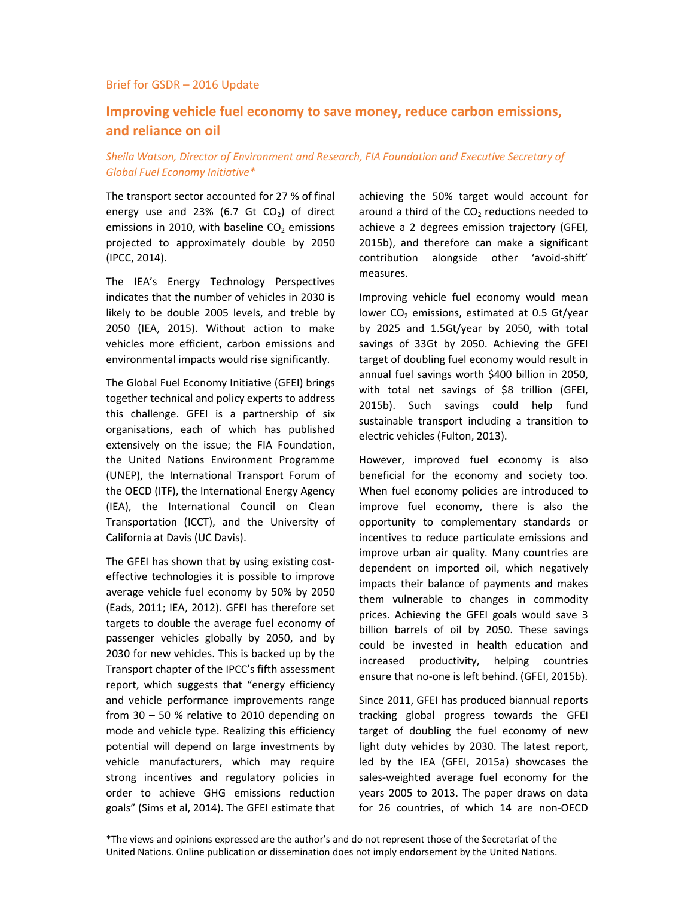Brief for GSDR – 2016 Update

# Improving vehicle fuel economy to save money, reduce carbon emissions, and reliance on oil

*Sheila Watson, Director of Environment and Research, FIA Foundation and Executive Secretary of Global Fuel Economy Initiative**

The transport sector accounted for 27 % of final energy use and 23% (6.7 Gt $CO_2$) of direct emissions in 2010, with baseline $CO_2$ emissions projected to approximately double by 2050 (IPCC, 2014).

The IEA's Energy Technology Perspectives indicates that the number of vehicles in 2030 is likely to be double 2005 levels, and treble by 2050 (IEA, 2015). Without action to make vehicles more efficient, carbon emissions and environmental impacts would rise significantly.

The Global Fuel Economy Initiative (GFEI) brings together technical and policy experts to address this challenge. GFEI is a partnership of six organisations, each of which has published extensively on the issue; the FIA Foundation, the United Nations Environment Programme (UNEP), the International Transport Forum of the OECD (ITF), the International Energy Agency (IEA), the International Council on Clean Transportation (ICCT), and the University of California at Davis (UC Davis).

The GFEI has shown that by using existing cost-effective technologies it is possible to improve average vehicle fuel economy by 50% by 2050 (Eads, 2011; IEA, 2012). GFEI has therefore set targets to double the average fuel economy of passenger vehicles globally by 2050, and by 2030 for new vehicles. This is backed up by the Transport chapter of the IPCC's fifth assessment report, which suggests that "energy efficiency and vehicle performance improvements range from 30 – 50 % relative to 2010 depending on mode and vehicle type. Realizing this efficiency potential will depend on large investments by vehicle manufacturers, which may require strong incentives and regulatory policies in order to achieve GHG emissions reduction goals" (Sims et al, 2014). The GFEI estimate that achieving the 50% target would account for around a third of the $CO_2$ reductions needed to achieve a 2 degrees emission trajectory (GFEI, 2015b), and therefore can make a significant contribution alongside other 'avoid-shift' measures.

Improving vehicle fuel economy would mean lower $CO_2$ emissions, estimated at 0.5 Gt/year by 2025 and 1.5Gt/year by 2050, with total savings of 33Gt by 2050. Achieving the GFEI target of doubling fuel economy would result in annual fuel savings worth $400 billion in 2050, with total net savings of $8 trillion (GFEI, 2015b). Such savings could help fund sustainable transport including a transition to electric vehicles (Fulton, 2013).

However, improved fuel economy is also beneficial for the economy and society too. When fuel economy policies are introduced to improve fuel economy, there is also the opportunity to complementary standards or incentives to reduce particulate emissions and improve urban air quality. Many countries are dependent on imported oil, which negatively impacts their balance of payments and makes them vulnerable to changes in commodity prices. Achieving the GFEI goals would save 3 billion barrels of oil by 2050. These savings could be invested in health education and increased productivity, helping countries ensure that no-one is left behind. (GFEI, 2015b).

Since 2011, GFEI has produced biannual reports tracking global progress towards the GFEI target of doubling the fuel economy of new light duty vehicles by 2030. The latest report, led by the IEA (GFEI, 2015a) showcases the sales-weighted average fuel economy for the years 2005 to 2013. The paper draws on data for 26 countries, of which 14 are non-OECD

*The views and opinions expressed are the author's and do not represent those of the Secretariat of the United Nations. Online publication or dissemination does not imply endorsement by the United Nations.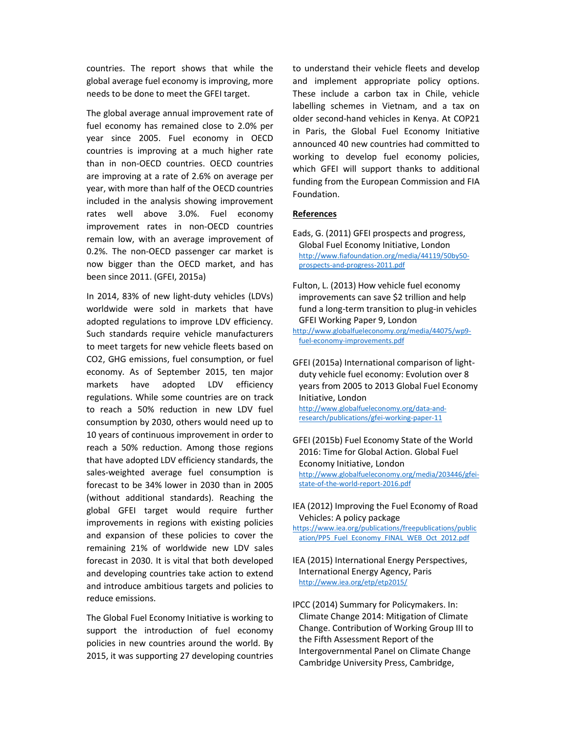countries. The report shows that while the global average fuel economy is improving, more needs to be done to meet the GFEI target.

The global average annual improvement rate of fuel economy has remained close to 2.0% per year since 2005. Fuel economy in OECD countries is improving at a much higher rate than in non-OECD countries. OECD countries are improving at a rate of 2.6% on average per year, with more than half of the OECD countries included in the analysis showing improvement rates well above 3.0%. Fuel economy improvement rates in non-OECD countries remain low, with an average improvement of 0.2%. The non-OECD passenger car market is now bigger than the OECD market, and has been since 2011. (GFEI, 2015a)

In 2014, 83% of new light-duty vehicles (LDVs) worldwide were sold in markets that have adopted regulations to improve LDV efficiency. Such standards require vehicle manufacturers to meet targets for new vehicle fleets based on CO2, GHG emissions, fuel consumption, or fuel economy. As of September 2015, ten major markets have adopted LDV efficiency regulations. While some countries are on track to reach a 50% reduction in new LDV fuel consumption by 2030, others would need up to 10 years of continuous improvement in order to reach a 50% reduction. Among those regions that have adopted LDV efficiency standards, the sales-weighted average fuel consumption is forecast to be 34% lower in 2030 than in 2005 (without additional standards). Reaching the global GFEI target would require further improvements in regions with existing policies and expansion of these policies to cover the remaining 21% of worldwide new LDV sales forecast in 2030. It is vital that both developed and developing countries take action to extend and introduce ambitious targets and policies to reduce emissions.

The Global Fuel Economy Initiative is working to support the introduction of fuel economy policies in new countries around the world. By 2015, it was supporting 27 developing countries to understand their vehicle fleets and develop and implement appropriate policy options. These include a carbon tax in Chile, vehicle labelling schemes in Vietnam, and a tax on older second-hand vehicles in Kenya. At COP21 in Paris, the Global Fuel Economy Initiative announced 40 new countries had committed to working to develop fuel economy policies, which GFEI will support thanks to additional funding from the European Commission and FIA Foundation.

## References

Eads, G. (2011) GFEI prospects and progress, Global Fuel Economy Initiative, London http://www.fiafoundation.org/media/44119/50by50-prospects-and-progress-2011.pdf

Fulton, L. (2013) How vehicle fuel economy improvements can save $2 trillion and help fund a long-term transition to plug-in vehicles GFEI Working Paper 9, London http://www.globalfueleconomy.org/media/44075/wp9-fuel-economy-improvements.pdf

GFEI (2015a) International comparison of light-duty vehicle fuel economy: Evolution over 8 years from 2005 to 2013 Global Fuel Economy Initiative, London http://www.globalfueleconomy.org/data-and-research/publications/gfei-working-paper-11

GFEI (2015b) Fuel Economy State of the World 2016: Time for Global Action. Global Fuel Economy Initiative, London http://www.globalfueleconomy.org/media/203446/gfei-state-of-the-world-report-2016.pdf

IEA (2012) Improving the Fuel Economy of Road Vehicles: A policy package https://www.iea.org/publications/freepublications/publication/PP5_Fuel_Economy_FINAL_WEB_Oct_2012.pdf

IEA (2015) International Energy Perspectives, International Energy Agency, Paris http://www.iea.org/etp/etp2015/

IPCC (2014) Summary for Policymakers. In: Climate Change 2014: Mitigation of Climate Change. Contribution of Working Group III to the Fifth Assessment Report of the Intergovernmental Panel on Climate Change Cambridge University Press, Cambridge,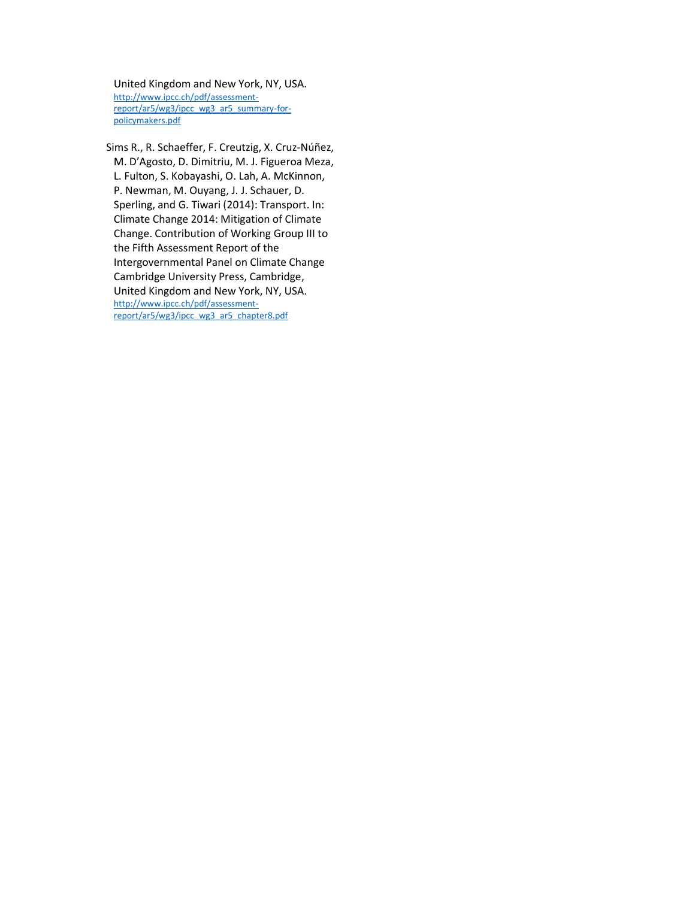United Kingdom and New York, NY, USA.
http://www.ipcc.ch/pdf/assessment-report/ar5/wg3/ipcc_wg3_ar5_summary-for-policymakers.pdf

Sims R., R. Schaeffer, F. Creutzig, X. Cruz-Núñez, M. D'Agosto, D. Dimitriu, M. J. Figueroa Meza, L. Fulton, S. Kobayashi, O. Lah, A. McKinnon, P. Newman, M. Ouyang, J. J. Schauer, D. Sperling, and G. Tiwari (2014): Transport. In: Climate Change 2014: Mitigation of Climate Change. Contribution of Working Group III to the Fifth Assessment Report of the Intergovernmental Panel on Climate Change Cambridge University Press, Cambridge, United Kingdom and New York, NY, USA.
http://www.ipcc.ch/pdf/assessment-report/ar5/wg3/ipcc_wg3_ar5_chapter8.pdf